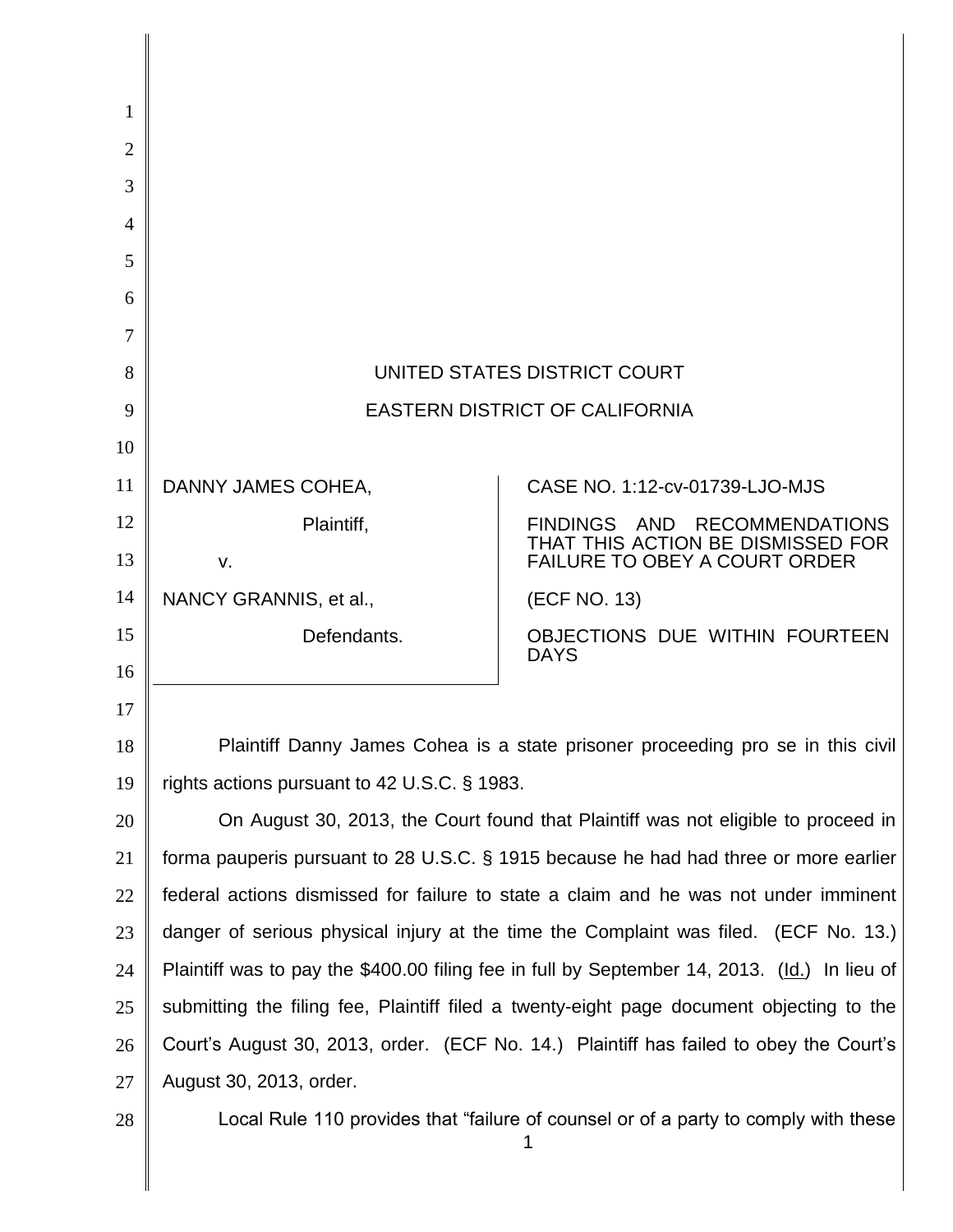UNITED STATES DISTRICT COURT

EASTERN DISTRICT OF CALIFORNIA

| | |
|---|---|
| DANNY JAMES COHEA, Plaintiff, v. NANCY GRANNIS, et al., Defendants. | CASE NO. 1:12-cv-01739-LJO-MJS<br>FINDINGS AND RECOMMENDATIONS THAT THIS ACTION BE DISMISSED FOR FAILURE TO OBEY A COURT ORDER<br>(ECF NO. 13)<br>OBJECTIONS DUE WITHIN FOURTEEN DAYS |

Plaintiff Danny James Cohea is a state prisoner proceeding pro se in this civil rights actions pursuant to 42 U.S.C. § 1983.

On August 30, 2013, the Court found that Plaintiff was not eligible to proceed in forma pauperis pursuant to 28 U.S.C. § 1915 because he had had three or more earlier federal actions dismissed for failure to state a claim and he was not under imminent danger of serious physical injury at the time the Complaint was filed. (ECF No. 13.) Plaintiff was to pay the $400.00 filing fee in full by September 14, 2013. (Id.) In lieu of submitting the filing fee, Plaintiff filed a twenty-eight page document objecting to the Court's August 30, 2013, order. (ECF No. 14.) Plaintiff has failed to obey the Court's August 30, 2013, order.

Local Rule 110 provides that "failure of counsel or of a party to comply with these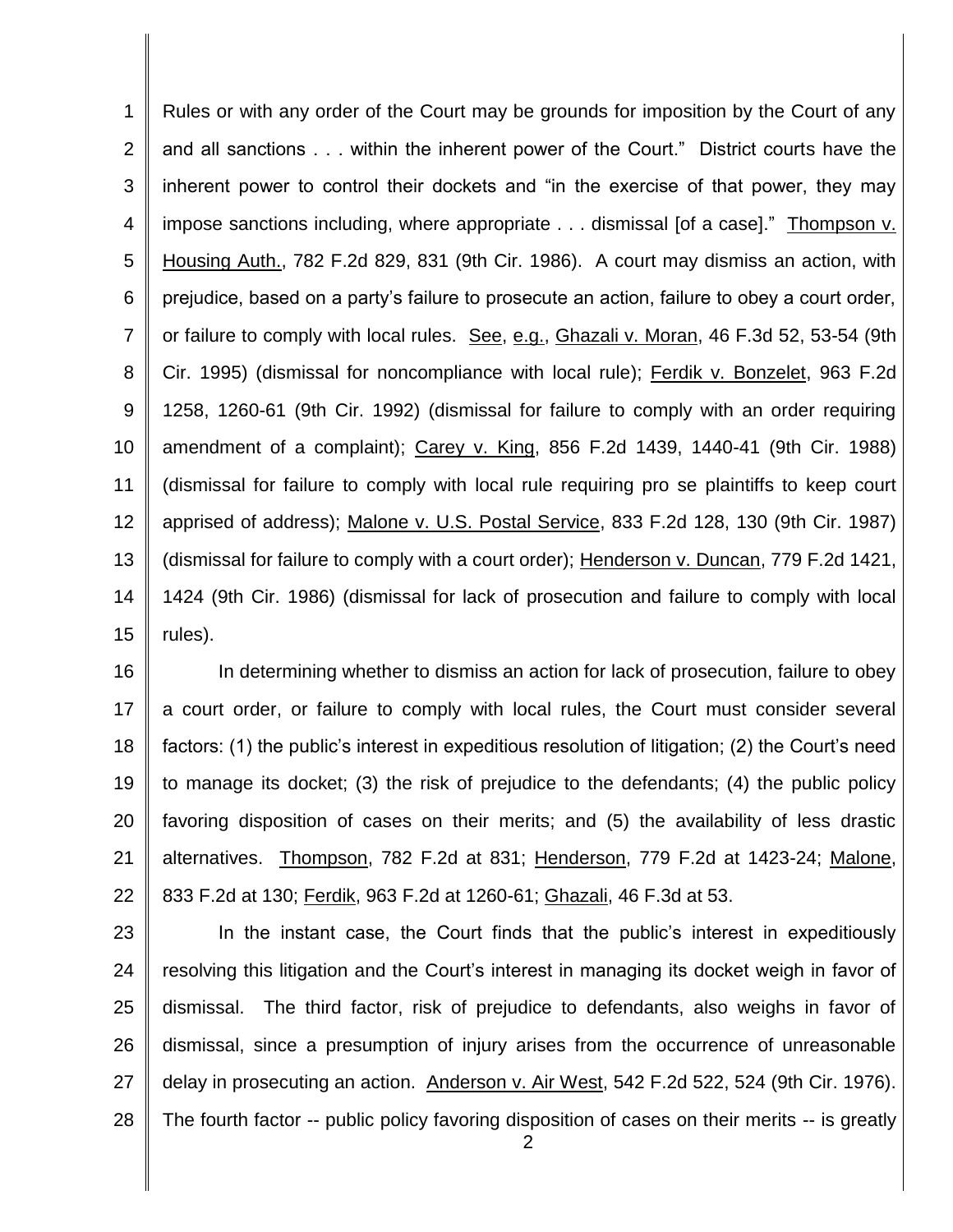Rules or with any order of the Court may be grounds for imposition by the Court of any and all sanctions . . . within the inherent power of the Court." District courts have the inherent power to control their dockets and "in the exercise of that power, they may impose sanctions including, where appropriate . . . dismissal [of a case]." Thompson v. Housing Auth., 782 F.2d 829, 831 (9th Cir. 1986). A court may dismiss an action, with prejudice, based on a party's failure to prosecute an action, failure to obey a court order, or failure to comply with local rules. See, e.g., Ghazali v. Moran, 46 F.3d 52, 53-54 (9th Cir. 1995) (dismissal for noncompliance with local rule); Ferdik v. Bonzelet, 963 F.2d 1258, 1260-61 (9th Cir. 1992) (dismissal for failure to comply with an order requiring amendment of a complaint); Carey v. King, 856 F.2d 1439, 1440-41 (9th Cir. 1988) (dismissal for failure to comply with local rule requiring pro se plaintiffs to keep court apprised of address); Malone v. U.S. Postal Service, 833 F.2d 128, 130 (9th Cir. 1987) (dismissal for failure to comply with a court order); Henderson v. Duncan, 779 F.2d 1421, 1424 (9th Cir. 1986) (dismissal for lack of prosecution and failure to comply with local rules).

In determining whether to dismiss an action for lack of prosecution, failure to obey a court order, or failure to comply with local rules, the Court must consider several factors: (1) the public's interest in expeditious resolution of litigation; (2) the Court's need to manage its docket; (3) the risk of prejudice to the defendants; (4) the public policy favoring disposition of cases on their merits; and (5) the availability of less drastic alternatives. Thompson, 782 F.2d at 831; Henderson, 779 F.2d at 1423-24; Malone, 833 F.2d at 130; Ferdik, 963 F.2d at 1260-61; Ghazali, 46 F.3d at 53.

In the instant case, the Court finds that the public's interest in expeditiously resolving this litigation and the Court's interest in managing its docket weigh in favor of dismissal. The third factor, risk of prejudice to defendants, also weighs in favor of dismissal, since a presumption of injury arises from the occurrence of unreasonable delay in prosecuting an action. Anderson v. Air West, 542 F.2d 522, 524 (9th Cir. 1976). The fourth factor -- public policy favoring disposition of cases on their merits -- is greatly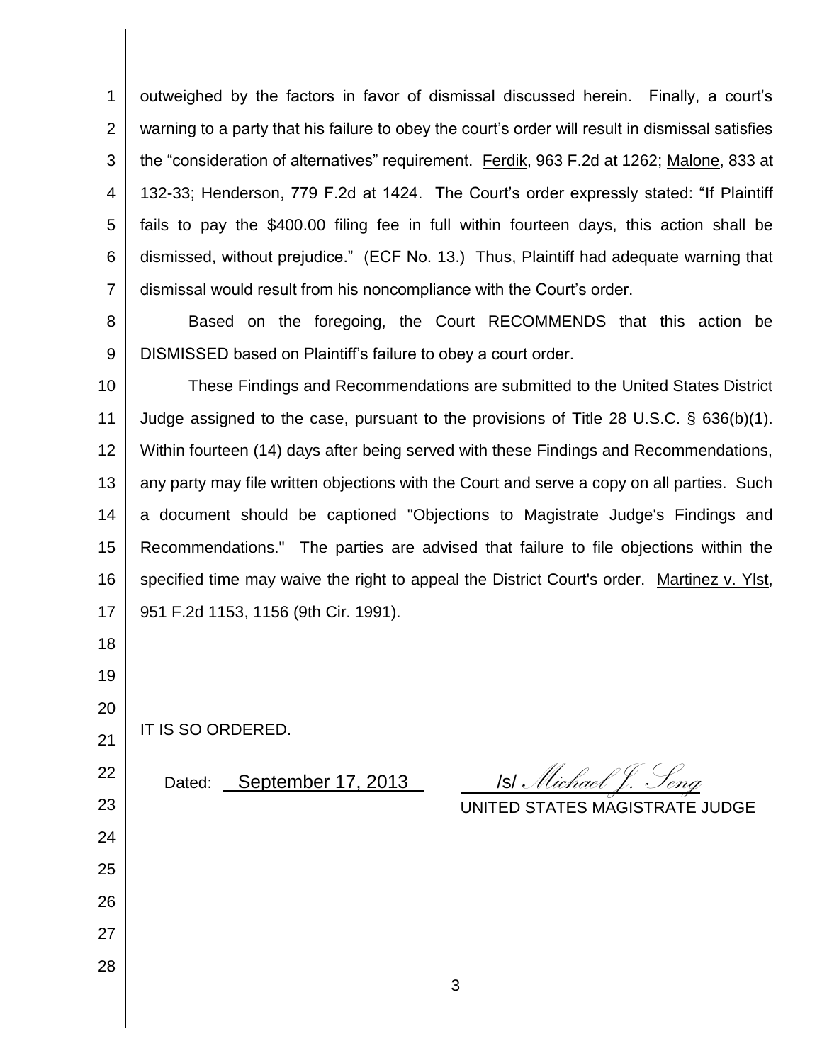outweighed by the factors in favor of dismissal discussed herein. Finally, a court's warning to a party that his failure to obey the court's order will result in dismissal satisfies the "consideration of alternatives" requirement. Ferdik, 963 F.2d at 1262; Malone, 833 at 132-33; Henderson, 779 F.2d at 1424. The Court's order expressly stated: "If Plaintiff fails to pay the $400.00 filing fee in full within fourteen days, this action shall be dismissed, without prejudice." (ECF No. 13.) Thus, Plaintiff had adequate warning that dismissal would result from his noncompliance with the Court's order.

Based on the foregoing, the Court RECOMMENDS that this action be DISMISSED based on Plaintiff's failure to obey a court order.

These Findings and Recommendations are submitted to the United States District Judge assigned to the case, pursuant to the provisions of Title 28 U.S.C. § 636(b)(1). Within fourteen (14) days after being served with these Findings and Recommendations, any party may file written objections with the Court and serve a copy on all parties. Such a document should be captioned "Objections to Magistrate Judge's Findings and Recommendations." The parties are advised that failure to file objections within the specified time may waive the right to appeal the District Court's order. Martinez v. Ylst, 951 F.2d 1153, 1156 (9th Cir. 1991).

IT IS SO ORDERED.

Dated: September 17, 2013

/s/ *Michael J. Seng*
UNITED STATES MAGISTRATE JUDGE